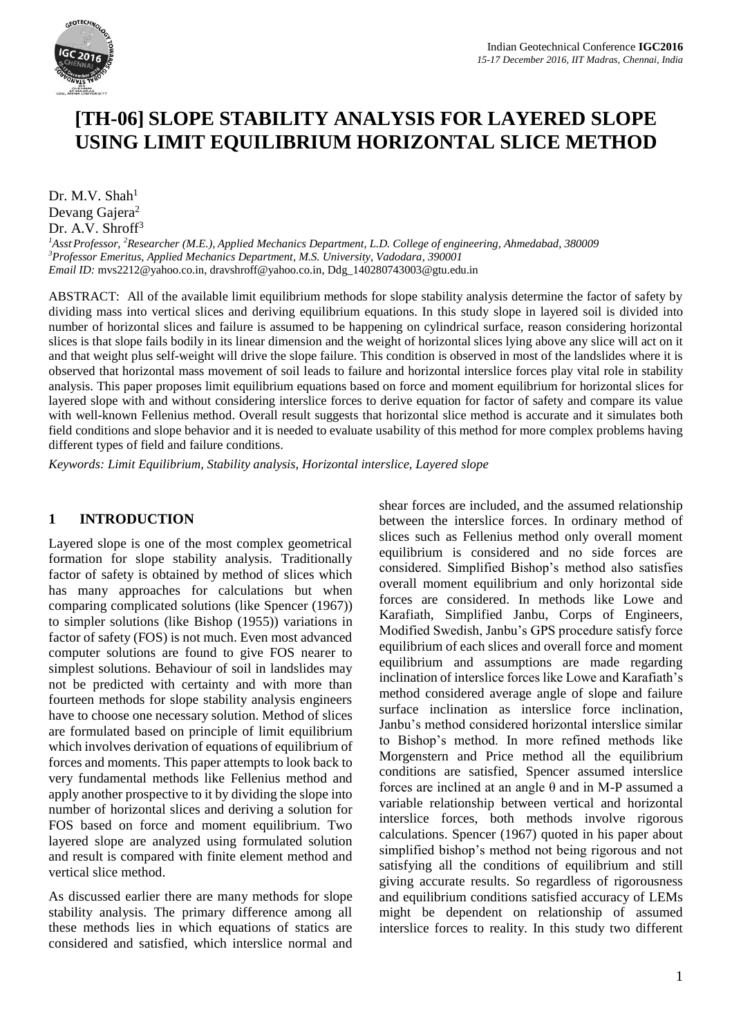# [TH-06] SLOPE STABILITY ANALYSIS FOR LAYERED SLOPE USING LIMIT EQUILIBRIUM HORIZONTAL SLICE METHOD

Dr. M.V. Shah[1]
Devang Gajera[2]
Dr. A.V. Shroff[3]

*[1]Asst Professor, [2]Researcher (M.E.), Applied Mechanics Department, L.D. College of engineering, Ahmedabad, 380009*
*[3]Professor Emeritus, Applied Mechanics Department, M.S. University, Vadodara, 390001*
*Email ID:* mvs2212@yahoo.co.in, dravshroff@yahoo.co.in, Ddg_140280743003@gtu.edu.in

ABSTRACT: All of the available limit equilibrium methods for slope stability analysis determine the factor of safety by dividing mass into vertical slices and deriving equilibrium equations. In this study slope in layered soil is divided into number of horizontal slices and failure is assumed to be happening on cylindrical surface, reason considering horizontal slices is that slope fails bodily in its linear dimension and the weight of horizontal slices lying above any slice will act on it and that weight plus self-weight will drive the slope failure. This condition is observed in most of the landslides where it is observed that horizontal mass movement of soil leads to failure and horizontal interslice forces play vital role in stability analysis. This paper proposes limit equilibrium equations based on force and moment equilibrium for horizontal slices for layered slope with and without considering interslice forces to derive equation for factor of safety and compare its value with well-known Fellenius method. Overall result suggests that horizontal slice method is accurate and it simulates both field conditions and slope behavior and it is needed to evaluate usability of this method for more complex problems having different types of field and failure conditions.

*Keywords: Limit Equilibrium, Stability analysis, Horizontal interslice, Layered slope*

## 1 INTRODUCTION

Layered slope is one of the most complex geometrical formation for slope stability analysis. Traditionally factor of safety is obtained by method of slices which has many approaches for calculations but when comparing complicated solutions (like Spencer (1967)) to simpler solutions (like Bishop (1955)) variations in factor of safety (FOS) is not much. Even most advanced computer solutions are found to give FOS nearer to simplest solutions. Behaviour of soil in landslides may not be predicted with certainty and with more than fourteen methods for slope stability analysis engineers have to choose one necessary solution. Method of slices are formulated based on principle of limit equilibrium which involves derivation of equations of equilibrium of forces and moments. This paper attempts to look back to very fundamental methods like Fellenius method and apply another prospective to it by dividing the slope into number of horizontal slices and deriving a solution for FOS based on force and moment equilibrium. Two layered slope are analyzed using formulated solution and result is compared with finite element method and vertical slice method.

As discussed earlier there are many methods for slope stability analysis. The primary difference among all these methods lies in which equations of statics are considered and satisfied, which interslice normal and shear forces are included, and the assumed relationship between the interslice forces. In ordinary method of slices such as Fellenius method only overall moment equilibrium is considered and no side forces are considered. Simplified Bishop's method also satisfies overall moment equilibrium and only horizontal side forces are considered. In methods like Lowe and Karafiath, Simplified Janbu, Corps of Engineers, Modified Swedish, Janbu's GPS procedure satisfy force equilibrium of each slices and overall force and moment equilibrium and assumptions are made regarding inclination of interslice forces like Lowe and Karafiath's method considered average angle of slope and failure surface inclination as interslice force inclination, Janbu's method considered horizontal interslice similar to Bishop's method. In more refined methods like Morgenstern and Price method all the equilibrium conditions are satisfied, Spencer assumed interslice forces are inclined at an angle θ and in M-P assumed a variable relationship between vertical and horizontal interslice forces, both methods involve rigorous calculations. Spencer (1967) quoted in his paper about simplified bishop's method not being rigorous and not satisfying all the conditions of equilibrium and still giving accurate results. So regardless of rigorousness and equilibrium conditions satisfied accuracy of LEMs might be dependent on relationship of assumed interslice forces to reality. In this study two different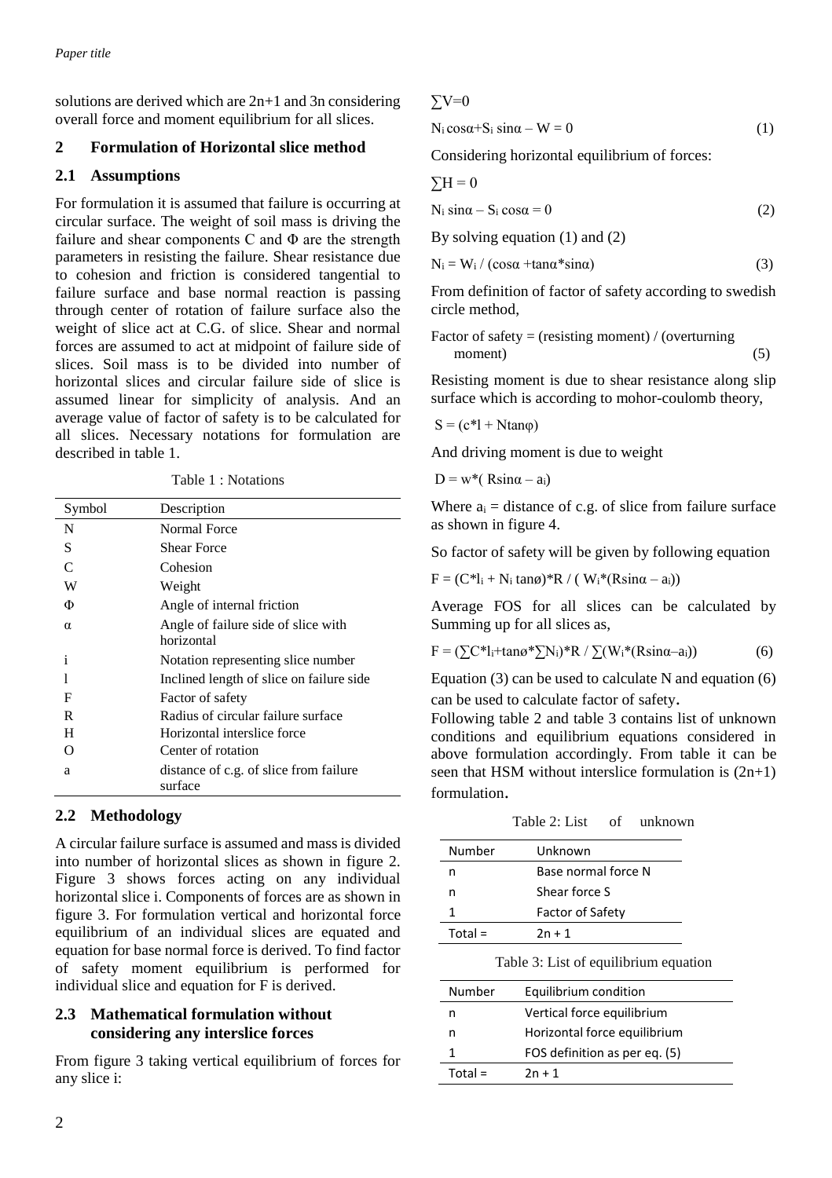solutions are derived which are 2n+1 and 3n considering overall force and moment equilibrium for all slices.

## 2 Formulation of Horizontal slice method

### 2.1 Assumptions

For formulation it is assumed that failure is occurring at circular surface. The weight of soil mass is driving the failure and shear components C and Φ are the strength parameters in resisting the failure. Shear resistance due to cohesion and friction is considered tangential to failure surface and base normal reaction is passing through center of rotation of failure surface also the weight of slice act at C.G. of slice. Shear and normal forces are assumed to act at midpoint of failure side of slices. Soil mass is to be divided into number of horizontal slices and circular failure side of slice is assumed linear for simplicity of analysis. And an average value of factor of safety is to be calculated for all slices. Necessary notations for formulation are described in table 1.

Table 1 : Notations

| Symbol | Description |
|---|---|
| N | Normal Force |
| S | Shear Force |
| C | Cohesion |
| W | Weight |
| Φ | Angle of internal friction |
| α | Angle of failure side of slice with horizontal |
| i | Notation representing slice number |
| l | Inclined length of slice on failure side |
| F | Factor of safety |
| R | Radius of circular failure surface |
| H | Horizontal interslice force |
| O | Center of rotation |
| a | distance of c.g. of slice from failure surface |

### 2.2 Methodology

A circular failure surface is assumed and mass is divided into number of horizontal slices as shown in figure 2. Figure 3 shows forces acting on any individual horizontal slice i. Components of forces are as shown in figure 3. For formulation vertical and horizontal force equilibrium of an individual slices are equated and equation for base normal force is derived. To find factor of safety moment equilibrium is performed for individual slice and equation for F is derived.

### 2.3 Mathematical formulation without considering any interslice forces

From figure 3 taking vertical equilibrium of forces for any slice i:

$\sum V=0$

$$N_i \cos\alpha + S_i \sin\alpha - W = 0 \tag{1}$$

Considering horizontal equilibrium of forces:

$\sum H = 0$

$$N_i \sin\alpha - S_i \cos\alpha = 0 \tag{2}$$

By solving equation (1) and (2)

$$N_i = W_i / (\cos\alpha + \tan\alpha * \sin\alpha) \tag{3}$$

From definition of factor of safety according to swedish circle method,

$$\text{Factor of safety} = (\text{resisting moment}) / (\text{overturning moment}) \tag{5}$$

Resisting moment is due to shear resistance along slip surface which is according to mohor-coulomb theory,

$S = (c*l + N\tan\varphi)$

And driving moment is due to weight

$D = w*(R\sin\alpha - a_i)$

Where $a_i$ = distance of c.g. of slice from failure surface as shown in figure 4.

So factor of safety will be given by following equation

$F = (C*l_i + N_i \tan\phi)*R / (W_i*(R\sin\alpha - a_i))$

Average FOS for all slices can be calculated by Summing up for all slices as,

$$F = (\sum C*l_i + \tan\phi * \sum N_i)*R / \sum(W_i*(R\sin\alpha - a_i)) \tag{6}$$

Equation (3) can be used to calculate N and equation (6) can be used to calculate factor of safety.

Following table 2 and table 3 contains list of unknown conditions and equilibrium equations considered in above formulation accordingly. From table it can be seen that HSM without interslice formulation is (2n+1) formulation.

Table 2: List of unknown

| Number | Unknown |
|---|---|
| n | Base normal force N |
| n | Shear force S |
| 1 | Factor of Safety |
| Total = | 2n + 1 |

Table 3: List of equilibrium equation

| Number | Equilibrium condition |
|---|---|
| n | Vertical force equilibrium |
| n | Horizontal force equilibrium |
| 1 | FOS definition as per eq. (5) |
| Total = | 2n + 1 |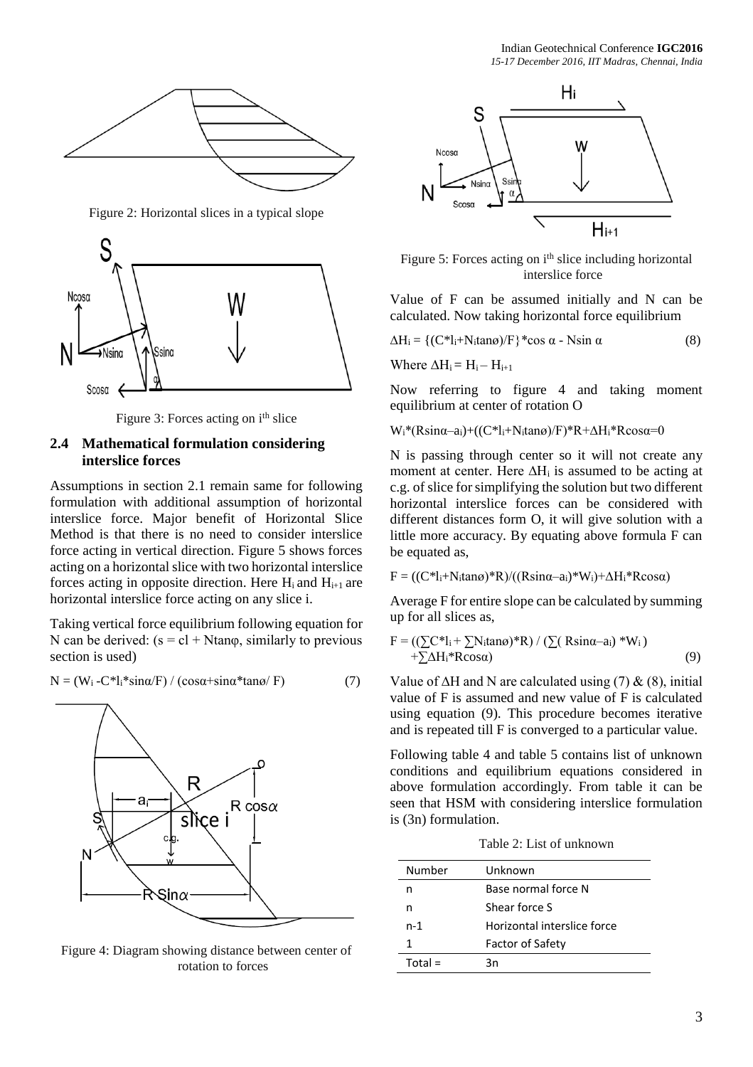Figure 2: Horizontal slices in a typical slope

Figure 3: Forces acting on i[th] slice

## 2.4 Mathematical formulation considering interslice forces

Assumptions in section 2.1 remain same for following formulation with additional assumption of horizontal interslice force. Major benefit of Horizontal Slice Method is that there is no need to consider interslice force acting in vertical direction. Figure 5 shows forces acting on a horizontal slice with two horizontal interslice forces acting in opposite direction. Here $H_i$ and $H_{i+1}$ are horizontal interslice force acting on any slice i.

Taking vertical force equilibrium following equation for N can be derived: ($s = cl + N\tan\varphi$, similarly to previous section is used)

$$N = (W_i - C*l_i*\sin\alpha/F) / (\cos\alpha+\sin\alpha*\tan\o/ F) \quad (7)$$

Figure 4: Diagram showing distance between center of rotation to forces

Figure 5: Forces acting on i[th] slice including horizontal interslice force

Value of F can be assumed initially and N can be calculated. Now taking horizontal force equilibrium

$$\Delta H_i = \{(C*l_i+N_i\tan\o)/F\}*\cos\alpha - N\sin\alpha \quad (8)$$

Where $\Delta H_i = H_i - H_{i+1}$

Now referring to figure 4 and taking moment equilibrium at center of rotation O

$$W_i*(R\sin\alpha - a_i)+((C*l_i+N_i\tan\o)/F)*R+\Delta H_i*R\cos\alpha=0$$

N is passing through center so it will not create any moment at center. Here $\Delta H_i$ is assumed to be acting at c.g. of slice for simplifying the solution but two different horizontal interslice forces can be considered with different distances form O, it will give solution with a little more accuracy. By equating above formula F can be equated as,

$$F = ((C*l_i+N_i\tan\o)*R)/((R\sin\alpha - a_i)*W_i)+\Delta H_i*R\cos\alpha)$$

Average F for entire slope can be calculated by summing up for all slices as,

$$F = ((\sum C*l_i + \sum N_i\tan\o)*R) / (\sum( R\sin\alpha - a_i) *W_i) + \sum\Delta H_i*R\cos\alpha) \quad (9)$$

Value of $\Delta H$ and N are calculated using (7) & (8), initial value of F is assumed and new value of F is calculated using equation (9). This procedure becomes iterative and is repeated till F is converged to a particular value.

Following table 4 and table 5 contains list of unknown conditions and equilibrium equations considered in above formulation accordingly. From table it can be seen that HSM with considering interslice formulation is (3n) formulation.

Table 2: List of unknown

| Number | Unknown |
|---|---|
| n | Base normal force N |
| n | Shear force S |
| n-1 | Horizontal interslice force |
| 1 | Factor of Safety |
| Total = | 3n |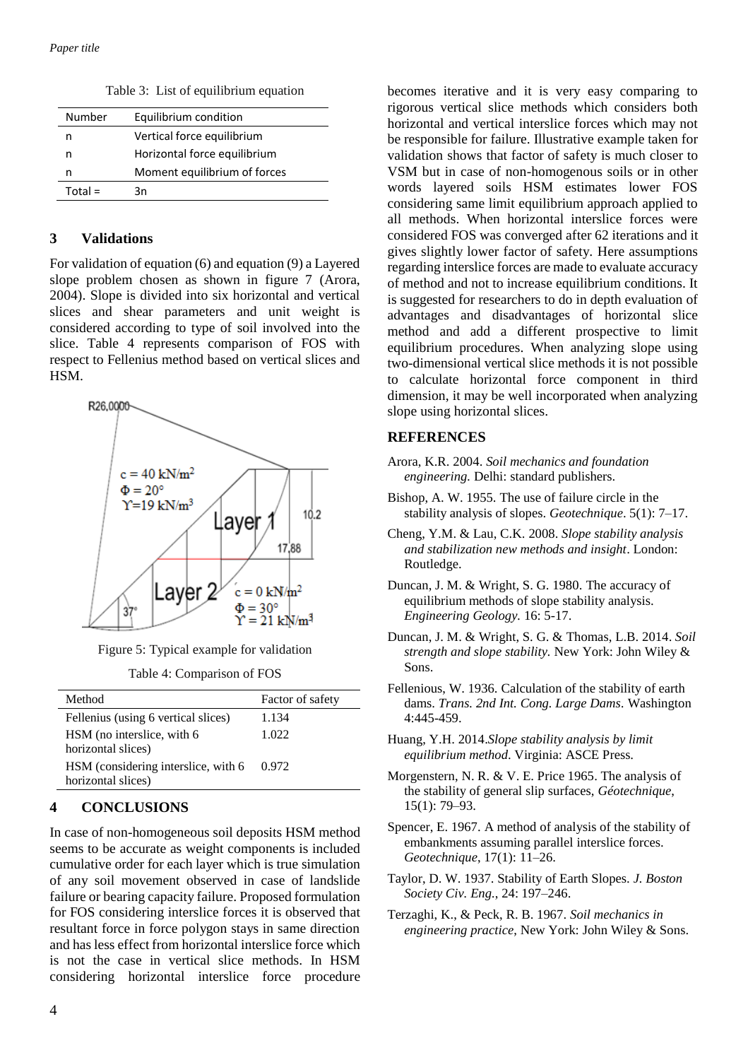Table 3: List of equilibrium equation

| Number | Equilibrium condition |
|---|---|
| n | Vertical force equilibrium |
| n | Horizontal force equilibrium |
| n | Moment equilibrium of forces |
| Total = | 3n |

## 3 Validations

For validation of equation (6) and equation (9) a Layered slope problem chosen as shown in figure 7 (Arora, 2004). Slope is divided into six horizontal and vertical slices and shear parameters and unit weight is considered according to type of soil involved into the slice. Table 4 represents comparison of FOS with respect to Fellenius method based on vertical slices and HSM.

R26,0000

$c = 40\ kN/m^2$
$\Phi = 20°$
$\Upsilon=19\ kN/m^3$

Layer 1

10.2

17,88

Layer 2

$c = 0\ kN/m^2$
$\Phi = 30°$
$\Upsilon = 21\ kN/m^3$

37°

Figure 5: Typical example for validation

Table 4: Comparison of FOS

| Method | Factor of safety |
|---|---|
| Fellenius (using 6 vertical slices) | 1.134 |
| HSM (no interslice, with 6 horizontal slices) | 1.022 |
| HSM (considering interslice, with 6 horizontal slices) | 0.972 |

## 4 CONCLUSIONS

In case of non-homogeneous soil deposits HSM method seems to be accurate as weight components is included cumulative order for each layer which is true simulation of any soil movement observed in case of landslide failure or bearing capacity failure. Proposed formulation for FOS considering interslice forces it is observed that resultant force in force polygon stays in same direction and has less effect from horizontal interslice force which is not the case in vertical slice methods. In HSM considering horizontal interslice force procedure becomes iterative and it is very easy comparing to rigorous vertical slice methods which considers both horizontal and vertical interslice forces which may not be responsible for failure. Illustrative example taken for validation shows that factor of safety is much closer to VSM but in case of non-homogenous soils or in other words layered soils HSM estimates lower FOS considering same limit equilibrium approach applied to all methods. When horizontal interslice forces were considered FOS was converged after 62 iterations and it gives slightly lower factor of safety. Here assumptions regarding interslice forces are made to evaluate accuracy of method and not to increase equilibrium conditions. It is suggested for researchers to do in depth evaluation of advantages and disadvantages of horizontal slice method and add a different prospective to limit equilibrium procedures. When analyzing slope using two-dimensional vertical slice methods it is not possible to calculate horizontal force component in third dimension, it may be well incorporated when analyzing slope using horizontal slices.

## REFERENCES

Arora, K.R. 2004. *Soil mechanics and foundation engineering.* Delhi: standard publishers.

Bishop, A. W. 1955. The use of failure circle in the stability analysis of slopes. *Geotechnique*. 5(1): 7–17.

Cheng, Y.M. & Lau, C.K. 2008. *Slope stability analysis and stabilization new methods and insight*. London: Routledge.

Duncan, J. M. & Wright, S. G. 1980. The accuracy of equilibrium methods of slope stability analysis. *Engineering Geology.* 16: 5-17.

Duncan, J. M. & Wright, S. G. & Thomas, L.B. 2014. *Soil strength and slope stability.* New York: John Wiley & Sons.

Fellenious, W. 1936. Calculation of the stability of earth dams. *Trans. 2nd Int. Cong. Large Dams*. Washington 4:445-459.

Huang, Y.H. 2014.*Slope stability analysis by limit equilibrium method*. Virginia: ASCE Press.

Morgenstern, N. R. & V. E. Price 1965. The analysis of the stability of general slip surfaces, *Géotechnique*, 15(1): 79–93.

Spencer, E. 1967. A method of analysis of the stability of embankments assuming parallel interslice forces. *Geotechnique*, 17(1): 11–26.

Taylor, D. W. 1937. Stability of Earth Slopes. *J. Boston Society Civ. Eng.*, 24: 197–246.

Terzaghi, K., & Peck, R. B. 1967. *Soil mechanics in engineering practice*, New York: John Wiley & Sons.